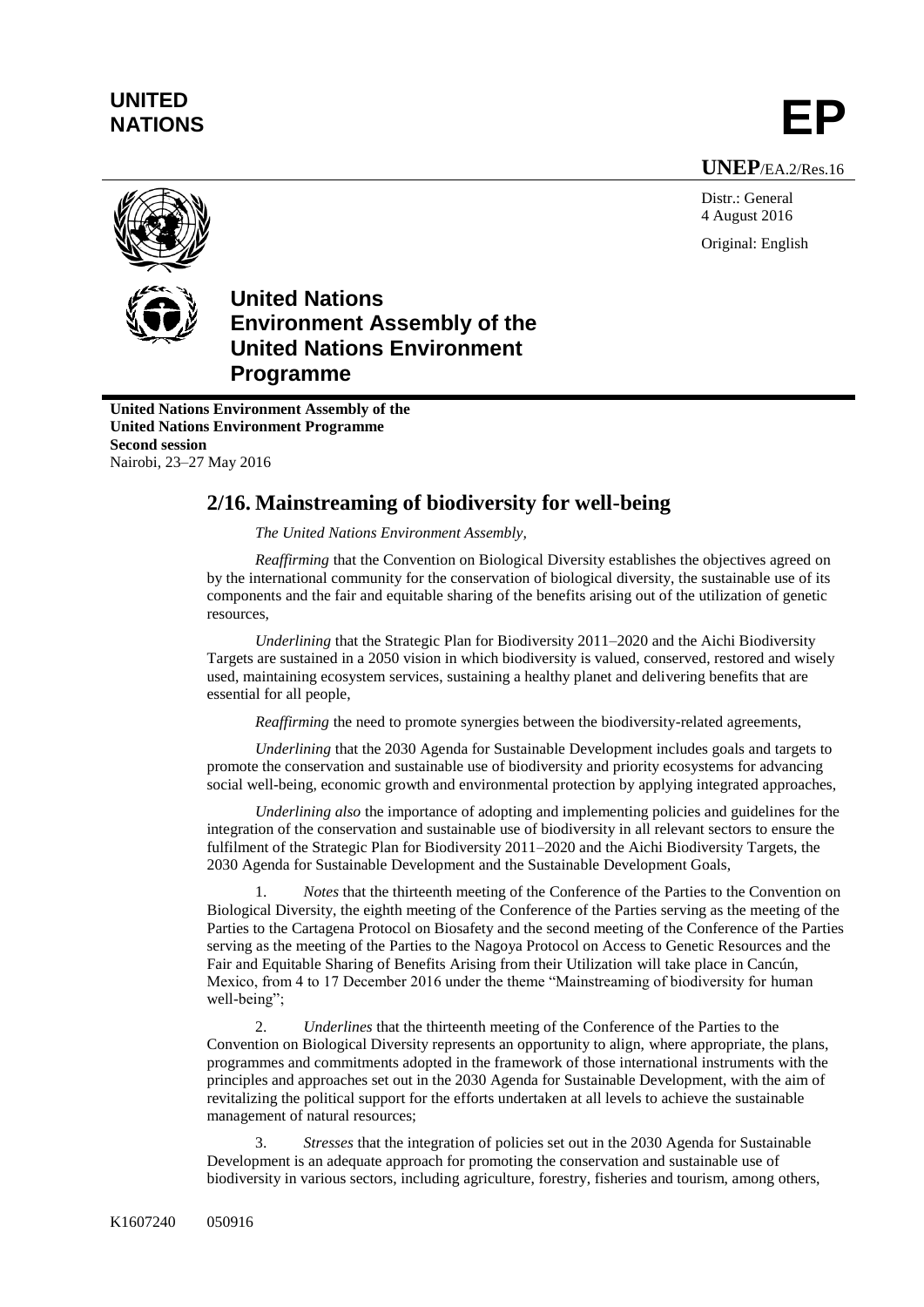**UNITED NATIONS**

# EP

**UNEP**/EA.2/Res.16

Distr.: General
4 August 2016

Original: English

**United Nations Environment Assembly of the United Nations Environment Programme**

**United Nations Environment Assembly of the United Nations Environment Programme**
**Second session**
Nairobi, 23–27 May 2016

## 2/16. Mainstreaming of biodiversity for well-being

*The United Nations Environment Assembly,*

*Reaffirming* that the Convention on Biological Diversity establishes the objectives agreed on by the international community for the conservation of biological diversity, the sustainable use of its components and the fair and equitable sharing of the benefits arising out of the utilization of genetic resources,

*Underlining* that the Strategic Plan for Biodiversity 2011–2020 and the Aichi Biodiversity Targets are sustained in a 2050 vision in which biodiversity is valued, conserved, restored and wisely used, maintaining ecosystem services, sustaining a healthy planet and delivering benefits that are essential for all people,

*Reaffirming* the need to promote synergies between the biodiversity-related agreements,

*Underlining* that the 2030 Agenda for Sustainable Development includes goals and targets to promote the conservation and sustainable use of biodiversity and priority ecosystems for advancing social well-being, economic growth and environmental protection by applying integrated approaches,

*Underlining also* the importance of adopting and implementing policies and guidelines for the integration of the conservation and sustainable use of biodiversity in all relevant sectors to ensure the fulfilment of the Strategic Plan for Biodiversity 2011–2020 and the Aichi Biodiversity Targets, the 2030 Agenda for Sustainable Development and the Sustainable Development Goals,

1. *Notes* that the thirteenth meeting of the Conference of the Parties to the Convention on Biological Diversity, the eighth meeting of the Conference of the Parties serving as the meeting of the Parties to the Cartagena Protocol on Biosafety and the second meeting of the Conference of the Parties serving as the meeting of the Parties to the Nagoya Protocol on Access to Genetic Resources and the Fair and Equitable Sharing of Benefits Arising from their Utilization will take place in Cancún, Mexico, from 4 to 17 December 2016 under the theme "Mainstreaming of biodiversity for human well-being";

2. *Underlines* that the thirteenth meeting of the Conference of the Parties to the Convention on Biological Diversity represents an opportunity to align, where appropriate, the plans, programmes and commitments adopted in the framework of those international instruments with the principles and approaches set out in the 2030 Agenda for Sustainable Development, with the aim of revitalizing the political support for the efforts undertaken at all levels to achieve the sustainable management of natural resources;

3. *Stresses* that the integration of policies set out in the 2030 Agenda for Sustainable Development is an adequate approach for promoting the conservation and sustainable use of biodiversity in various sectors, including agriculture, forestry, fisheries and tourism, among others,

K1607240 050916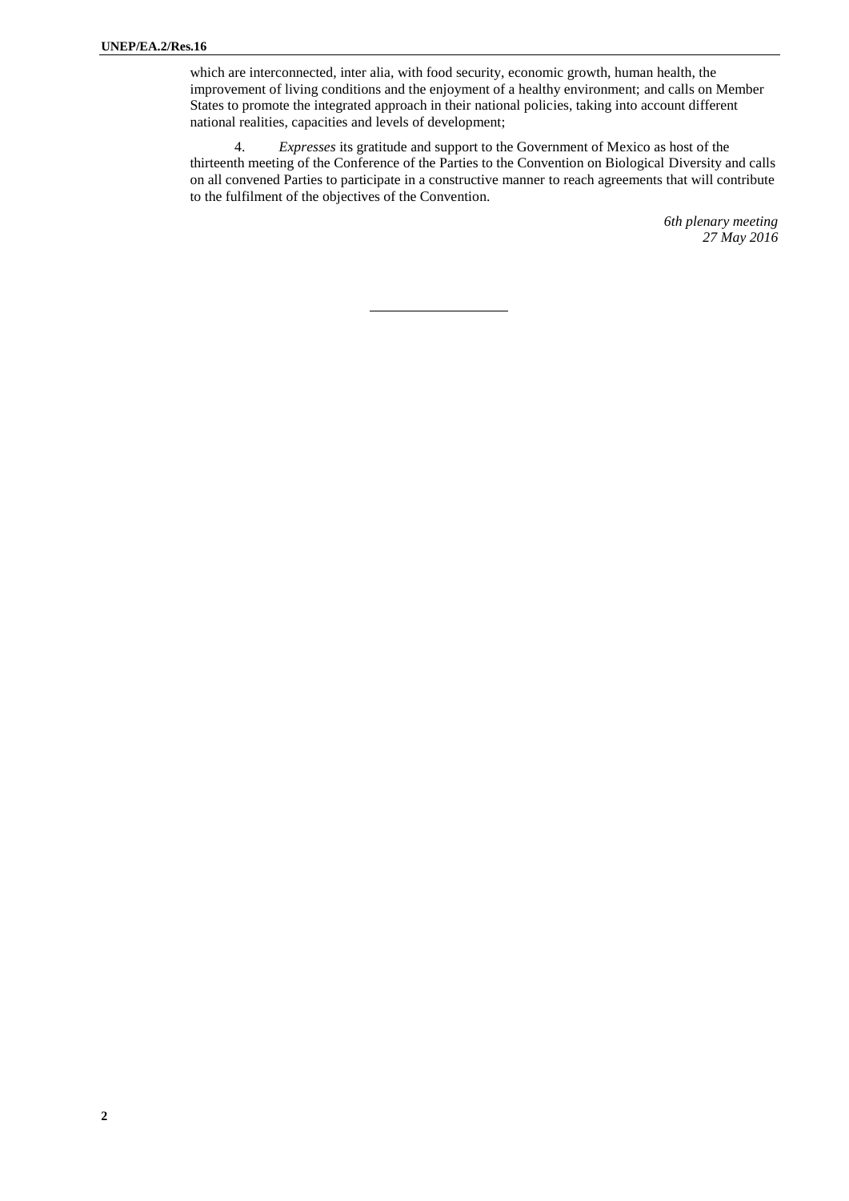which are interconnected, inter alia, with food security, economic growth, human health, the improvement of living conditions and the enjoyment of a healthy environment; and calls on Member States to promote the integrated approach in their national policies, taking into account different national realities, capacities and levels of development;

4. *Expresses* its gratitude and support to the Government of Mexico as host of the thirteenth meeting of the Conference of the Parties to the Convention on Biological Diversity and calls on all convened Parties to participate in a constructive manner to reach agreements that will contribute to the fulfilment of the objectives of the Convention.

*6th plenary meeting*
*27 May 2016*